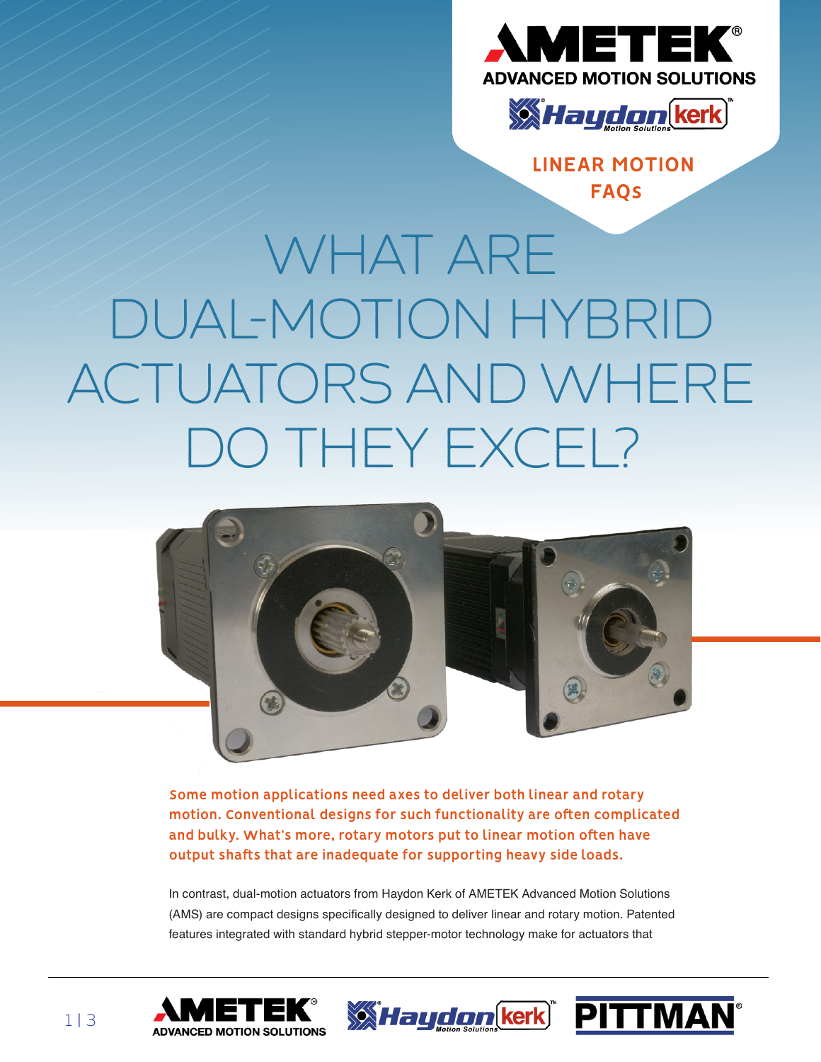LINEAR MOTION FAQs

# WHAT ARE DUAL-MOTION HYBRID ACTUATORS AND WHERE DO THEY EXCEL?

**Some motion applications need axes to deliver both linear and rotary motion. Conventional designs for such functionality are often complicated and bulky. What's more, rotary motors put to linear motion often have output shafts that are inadequate for supporting heavy side loads.**

In contrast, dual-motion actuators from Haydon Kerk of AMETEK Advanced Motion Solutions (AMS) are compact designs specifically designed to deliver linear and rotary motion. Patented features integrated with standard hybrid stepper-motor technology make for actuators that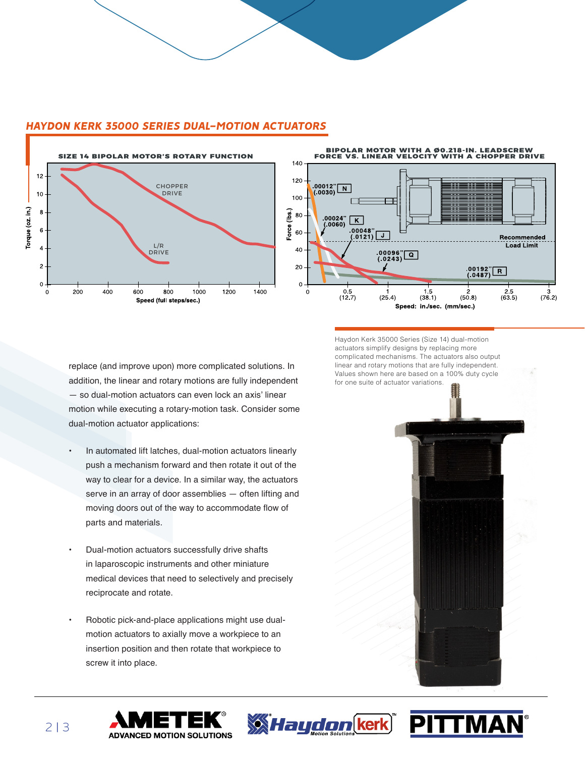## HAYDON KERK 35000 SERIES DUAL–MOTION ACTUATORS

**SIZE 14 BIPOLAR MOTOR'S ROTARY FUNCTION**

**BIPOLAR MOTOR WITH A Ø0.218-IN. LEADSCREW FORCE VS. LINEAR VELOCITY WITH A CHOPPER DRIVE**

Haydon Kerk 35000 Series (Size 14) dual-motion actuators simplify designs by replacing more complicated mechanisms. The actuators also output linear and rotary motions that are fully independent. Values shown here are based on a 100% duty cycle for one suite of actuator variations.

replace (and improve upon) more complicated solutions. In addition, the linear and rotary motions are fully independent — so dual-motion actuators can even lock an axis' linear motion while executing a rotary-motion task. Consider some dual-motion actuator applications:

- In automated lift latches, dual-motion actuators linearly push a mechanism forward and then rotate it out of the way to clear for a device. In a similar way, the actuators serve in an array of door assemblies — often lifting and moving doors out of the way to accommodate flow of parts and materials.
- Dual-motion actuators successfully drive shafts in laparoscopic instruments and other miniature medical devices that need to selectively and precisely reciprocate and rotate.
- Robotic pick-and-place applications might use dual-motion actuators to axially move a workpiece to an insertion position and then rotate that workpiece to screw it into place.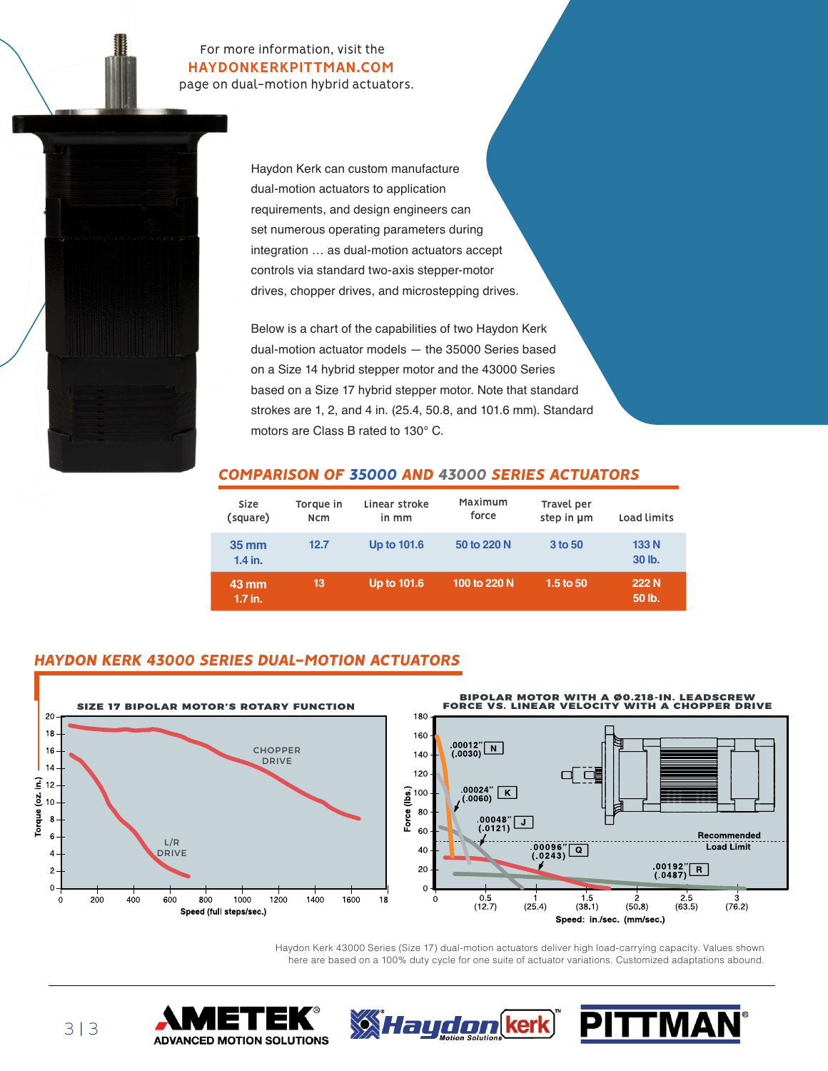For more information, visit the
**HAYDONKERKPITTMAN.COM**
page on dual-motion hybrid actuators.

Haydon Kerk can custom manufacture dual-motion actuators to application requirements, and design engineers can set numerous operating parameters during integration … as dual-motion actuators accept controls via standard two-axis stepper-motor drives, chopper drives, and microstepping drives.

Below is a chart of the capabilities of two Haydon Kerk dual-motion actuator models — the 35000 Series based on a Size 14 hybrid stepper motor and the 43000 Series based on a Size 17 hybrid stepper motor. Note that standard strokes are 1, 2, and 4 in. (25.4, 50.8, and 101.6 mm). Standard motors are Class B rated to 130° C.

## COMPARISON OF 35000 AND 43000 SERIES ACTUATORS

| Size (square) | Torque in Ncm | Linear stroke in mm | Maximum force | Travel per step in µm | Load limits |
|---|---|---|---|---|---|
| 35 mm 1.4 in. | 12.7 | Up to 101.6 | 50 to 220 N | 3 to 50 | 133 N 30 lb. |
| 43 mm 1.7 in. | 13 | Up to 101.6 | 100 to 220 N | 1.5 to 50 | 222 N 50 lb. |

## HAYDON KERK 43000 SERIES DUAL-MOTION ACTUATORS

SIZE 17 BIPOLAR MOTOR'S ROTARY FUNCTION

Torque (oz. in.)

0
2
4
6
8
10
12
14
16
18
20

CHOPPER DRIVE

L/R DRIVE

0
200
400
600
800
1000
1200
1400
1600
18

Speed (full steps/sec.)

BIPOLAR MOTOR WITH A Ø0.218-IN. LEADSCREW
FORCE VS. LINEAR VELOCITY WITH A CHOPPER DRIVE

Force (lbs.)

0
20
40
60
80
100
120
140
160
180

.00012" (.0030) N

.00024" (.0060) K

.00048" (.0121) J

.00096" (.0243) Q

.00192" (.0487) R

Recommended Load Limit

0
0.5 (12.7)
1 (25.4)
1.5 (38.1)
2 (50.8)
2.5 (63.5)
3 (76.2)

Speed: in./sec. (mm/sec.)

Haydon Kerk 43000 Series (Size 17) dual-motion actuators deliver high load-carrying capacity. Values shown here are based on a 100% duty cycle for one suite of actuator variations. Customized adaptations abound.

AMETEK® ADVANCED MOTION SOLUTIONS
Haydon® kerk™ Motion Solutions
PITTMAN®